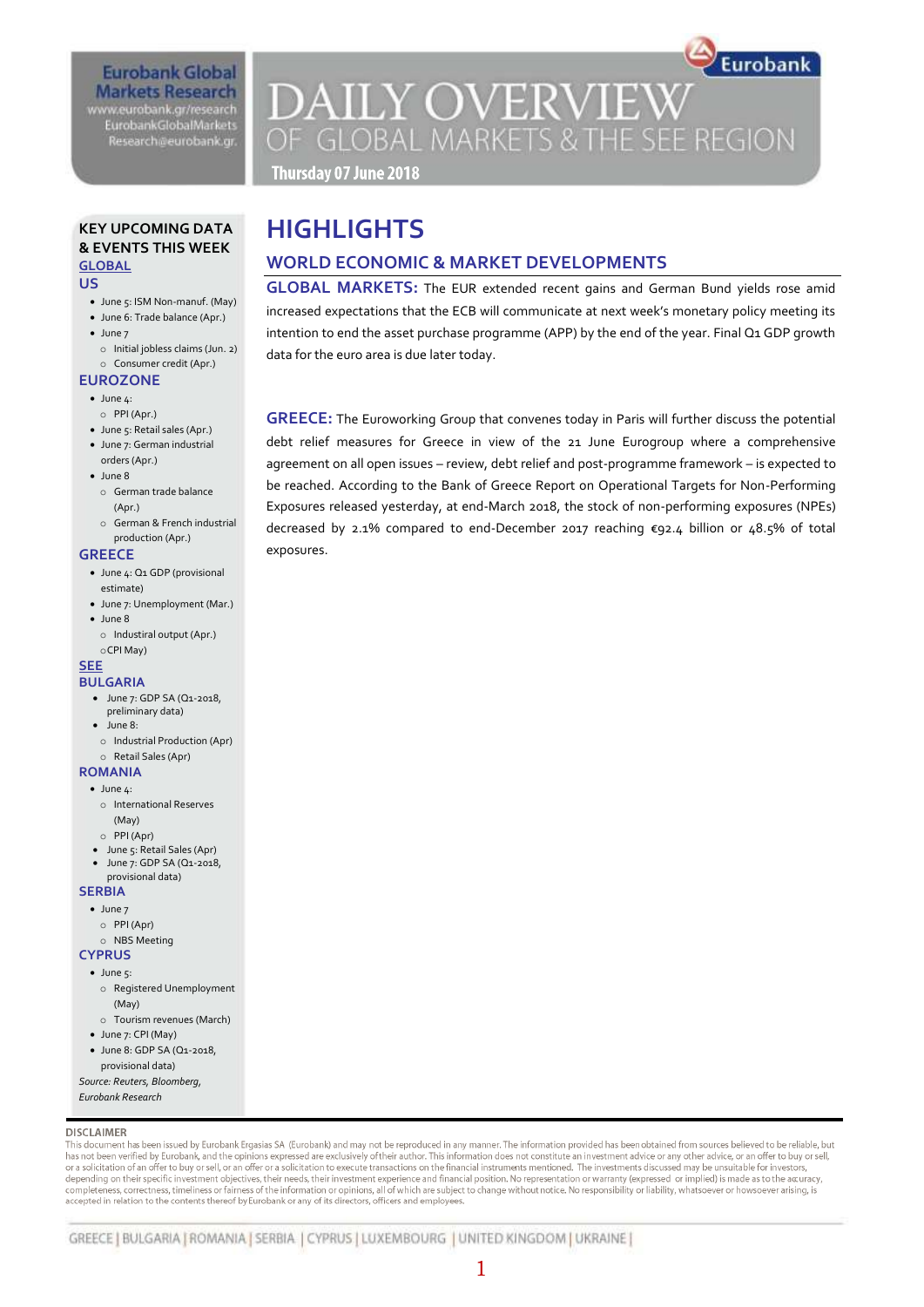Eurobank Global Markets Research
www.eurobank.gr/research
EurobankGlobalMarkets
Research@eurobank.gr

# DAILY OVERVIEW OF GLOBAL MARKETS & THE SEE REGION

**Thursday 07 June 2018**

## KEY UPCOMING DATA & EVENTS THIS WEEK

**GLOBAL**

**US**

- June 5: ISM Non-manuf. (May)
- June 6: Trade balance (Apr.)
- June 7
  - Initial jobless claims (Jun. 2)
  - Consumer credit (Apr.)

**EUROZONE**

- June 4:
  - PPI (Apr.)
- June 5: Retail sales (Apr.)
- June 7: German industrial orders (Apr.)
- June 8
  - German trade balance (Apr.)
  - German & French industrial production (Apr.)

**GREECE**

- June 4: Q1 GDP (provisional estimate)
- June 7: Unemployment (Mar.)
- June 8
  - Industiral output (Apr.)
  - CPI May)

**SEE**

**BULGARIA**

- June 7: GDP SA (Q1-2018, preliminary data)
- June 8:
  - Industrial Production (Apr)
  - Retail Sales (Apr)

**ROMANIA**

- June 4:
  - International Reserves (May)
  - PPI (Apr)
- June 5: Retail Sales (Apr)
- June 7: GDP SA (Q1-2018, provisional data)

**SERBIA**

- June 7
  - PPI (Apr)
  - NBS Meeting

**CYPRUS**

- June 5:
  - Registered Unemployment (May)
  - Tourism revenues (March)
- June 7: CPI (May)
- June 8: GDP SA (Q1-2018, provisional data)

*Source: Reuters, Bloomberg, Eurobank Research*

# HIGHLIGHTS

## WORLD ECONOMIC & MARKET DEVELOPMENTS

**GLOBAL MARKETS:** The EUR extended recent gains and German Bund yields rose amid increased expectations that the ECB will communicate at next week's monetary policy meeting its intention to end the asset purchase programme (APP) by the end of the year. Final Q1 GDP growth data for the euro area is due later today.

**GREECE:** The Euroworking Group that convenes today in Paris will further discuss the potential debt relief measures for Greece in view of the 21 June Eurogroup where a comprehensive agreement on all open issues – review, debt relief and post-programme framework – is expected to be reached. According to the Bank of Greece Report on Operational Targets for Non-Performing Exposures released yesterday, at end-March 2018, the stock of non-performing exposures (NPEs) decreased by 2.1% compared to end-December 2017 reaching €92.4 billion or 48.5% of total exposures.

**DISCLAIMER**

This document has been issued by Eurobank Ergasias SA (Eurobank) and may not be reproduced in any manner. The information provided has been obtained from sources believed to be reliable, but has not been verified by Eurobank, and the opinions expressed are exclusively of their author. This information does not constitute an investment advice or any other advice, or an offer to buy or sell, or a solicitation of an offer to buy or sell, or an offer or a solicitation to execute transactions on the financial instruments mentioned. The investments discussed may be unsuitable for investors, depending on their specific investment objectives, their needs, their investment experience and financial position. No representation or warranty (expressed or implied) is made as to the accuracy, completeness, correctness, timeliness or fairness of the information or opinions, all of which are subject to change without notice. No responsibility or liability, whatsoever or howsoever arising, is accepted in relation to the contents thereof by Eurobank or any of its directors, officers and employees.

GREECE | BULGARIA | ROMANIA | SERBIA | CYPRUS | LUXEMBOURG | UNITED KINGDOM | UKRAINE |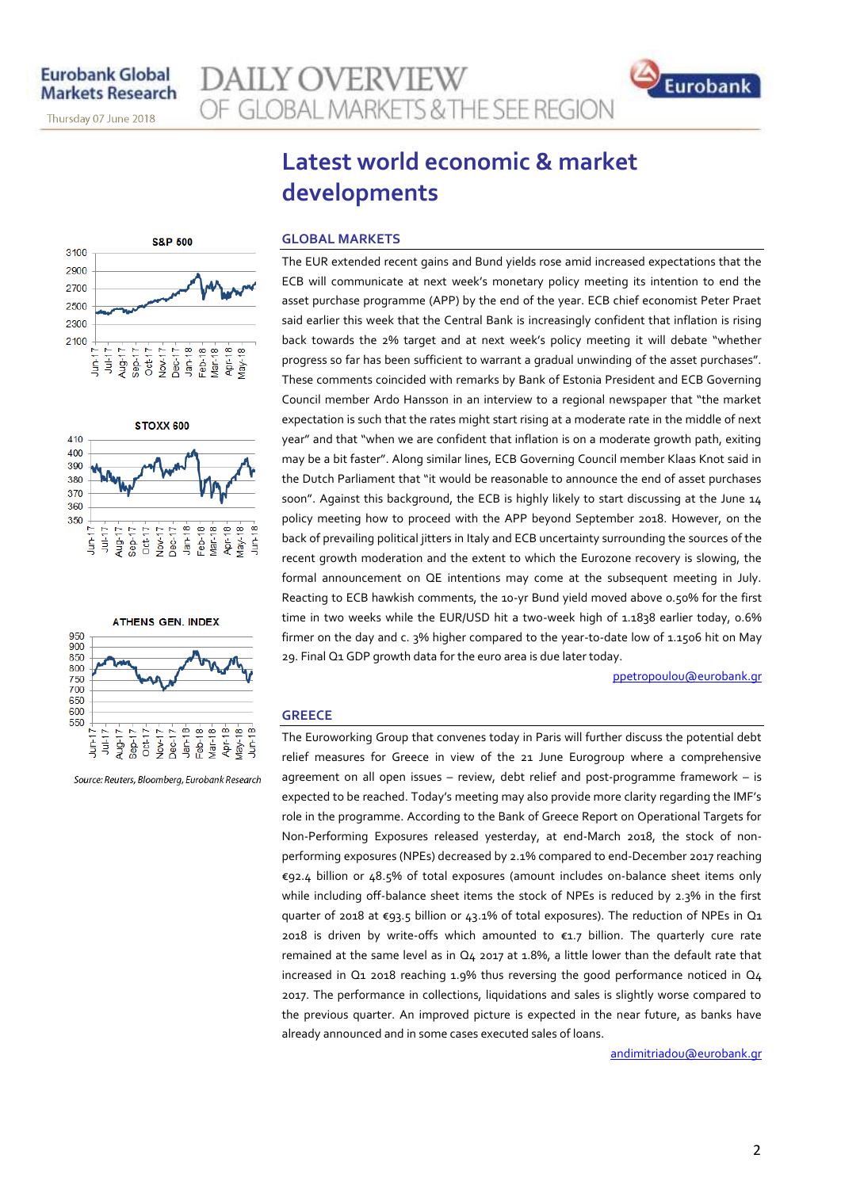# Latest world economic & market developments

## GLOBAL MARKETS

The EUR extended recent gains and Bund yields rose amid increased expectations that the ECB will communicate at next week's monetary policy meeting its intention to end the asset purchase programme (APP) by the end of the year. ECB chief economist Peter Praet said earlier this week that the Central Bank is increasingly confident that inflation is rising back towards the 2% target and at next week's policy meeting it will debate "whether progress so far has been sufficient to warrant a gradual unwinding of the asset purchases". These comments coincided with remarks by Bank of Estonia President and ECB Governing Council member Ardo Hansson in an interview to a regional newspaper that "the market expectation is such that the rates might start rising at a moderate rate in the middle of next year" and that "when we are confident that inflation is on a moderate growth path, exiting may be a bit faster". Along similar lines, ECB Governing Council member Klaas Knot said in the Dutch Parliament that "it would be reasonable to announce the end of asset purchases soon". Against this background, the ECB is highly likely to start discussing at the June 14 policy meeting how to proceed with the APP beyond September 2018. However, on the back of prevailing political jitters in Italy and ECB uncertainty surrounding the sources of the recent growth moderation and the extent to which the Eurozone recovery is slowing, the formal announcement on QE intentions may come at the subsequent meeting in July. Reacting to ECB hawkish comments, the 10-yr Bund yield moved above 0.50% for the first time in two weeks while the EUR/USD hit a two-week high of 1.1838 earlier today, 0.6% firmer on the day and c. 3% higher compared to the year-to-date low of 1.1506 hit on May 29. Final Q1 GDP growth data for the euro area is due later today.

ppetropoulou@eurobank.gr

## GREECE

The Euroworking Group that convenes today in Paris will further discuss the potential debt relief measures for Greece in view of the 21 June Eurogroup where a comprehensive agreement on all open issues – review, debt relief and post-programme framework – is expected to be reached. Today's meeting may also provide more clarity regarding the IMF's role in the programme. According to the Bank of Greece Report on Operational Targets for Non-Performing Exposures released yesterday, at end-March 2018, the stock of non-performing exposures (NPEs) decreased by 2.1% compared to end-December 2017 reaching €92.4 billion or 48.5% of total exposures (amount includes on-balance sheet items only while including off-balance sheet items the stock of NPEs is reduced by 2.3% in the first quarter of 2018 at €93.5 billion or 43.1% of total exposures). The reduction of NPEs in Q1 2018 is driven by write-offs which amounted to €1.7 billion. The quarterly cure rate remained at the same level as in Q4 2017 at 1.8%, a little lower than the default rate that increased in Q1 2018 reaching 1.9% thus reversing the good performance noticed in Q4 2017. The performance in collections, liquidations and sales is slightly worse compared to the previous quarter. An improved picture is expected in the near future, as banks have already announced and in some cases executed sales of loans.

andimitriadou@eurobank.gr

S&P 500

3100
2900
2700
2500
2300
2100

Jun-17 Jul-17 Aug-17 Sep-17 Oct-17 Nov-17 Dec-17 Jan-18 Feb-18 Mar-18 Apr-18 May-18

STOXX 600

410
400
390
380
370
360
350

Jun-17 Jul-17 Aug-17 Sep-17 Oct-17 Nov-17 Dec-17 Jan-18 Feb-18 Mar-18 Apr-18 May-18 Jun-18

ATHENS GEN. INDEX

950
900
850
800
750
700
650
600
550

Jun-17 Jul-17 Aug-17 Sep-17 Oct-17 Nov-17 Dec-17 Jan-18 Feb-18 Mar-18 Apr-18 May-18 Jun-18

*Source: Reuters, Bloomberg, Eurobank Research*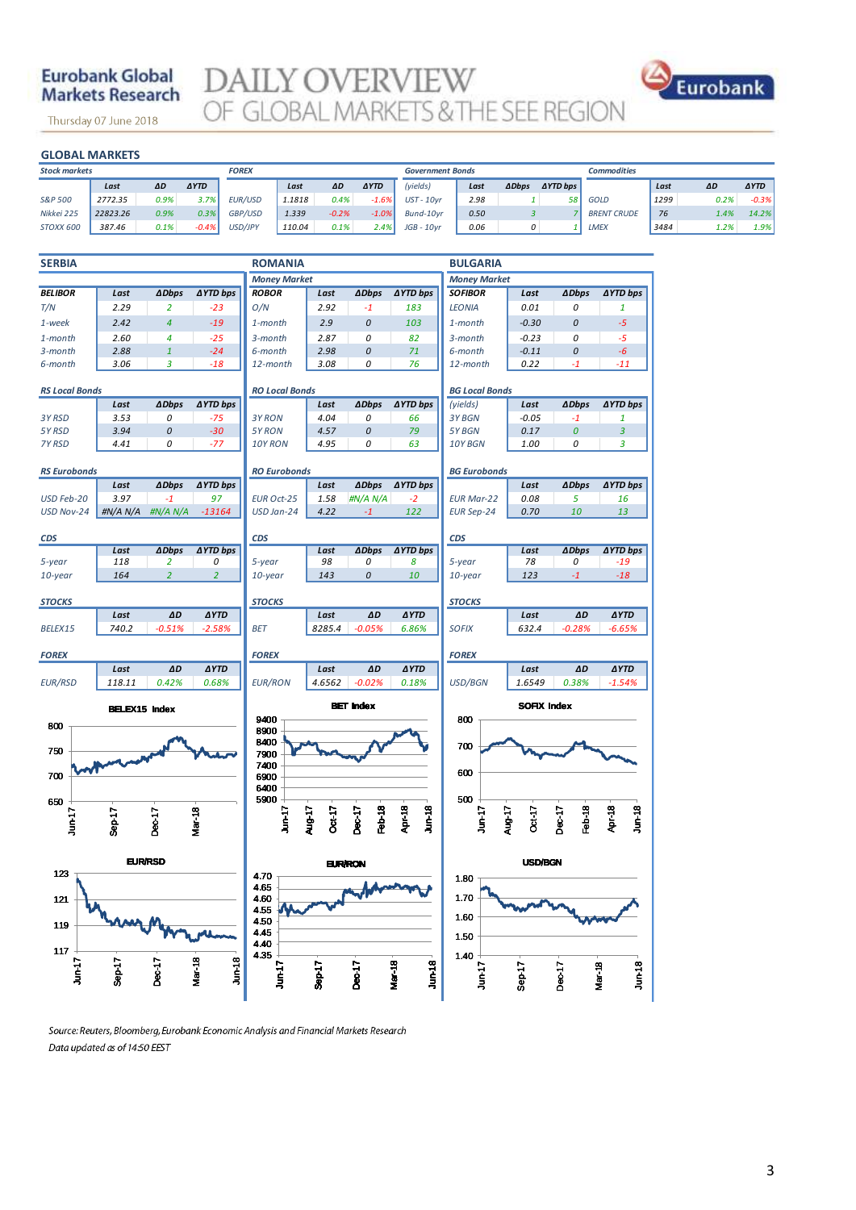Eurobank Global Markets Research

Thursday 07 June 2018

# DAILY OVERVIEW OF GLOBAL MARKETS & THE SEE REGION

## GLOBAL MARKETS

**Stock markets**

| | Last | ΔD | ΔYTD |
|---|---|---|---|
| S&P 500 | 2772.35 | 0.9% | 3.7% |
| Nikkei 225 | 22823.26 | 0.9% | 0.3% |
| STOXX 600 | 387.46 | 0.1% | -0.4% |

**FOREX**

| | Last | ΔD | ΔYTD |
|---|---|---|---|
| EUR/USD | 1.1818 | 0.4% | -1.6% |
| GBP/USD | 1.339 | -0.2% | -1.0% |
| USD/JPY | 110.04 | 0.1% | 2.4% |

**Government Bonds**

| (yields) | Last | ΔDbps | ΔYTD bps |
|---|---|---|---|
| UST - 10yr | 2.98 | 1 | 58 |
| Bund-10yr | 0.50 | 3 | 7 |
| JGB - 10yr | 0.06 | 0 | 1 |

**Commodities**

| | Last | ΔD | ΔYTD |
|---|---|---|---|
| GOLD | 1299 | 0.2% | -0.3% |
| BRENT CRUDE | 76 | 1.4% | 14.2% |
| LMEX | 3484 | 1.2% | 1.9% |

## SERBIA

**Money Market**

| BELIBOR | Last | ΔDbps | ΔYTD bps |
|---|---|---|---|
| T/N | 2.29 | 2 | -23 |
| 1-week | 2.42 | 4 | -19 |
| 1-month | 2.60 | 4 | -25 |
| 3-month | 2.88 | 1 | -24 |
| 6-month | 3.06 | 3 | -18 |

**RS Local Bonds**

| | Last | ΔDbps | ΔYTD bps |
|---|---|---|---|
| 3Y RSD | 3.53 | 0 | -75 |
| 5Y RSD | 3.94 | 0 | -30 |
| 7Y RSD | 4.41 | 0 | -77 |

**RS Eurobonds**

| | Last | ΔDbps | ΔYTD bps |
|---|---|---|---|
| USD Feb-20 | 3.97 | -1 | 97 |
| USD Nov-24 | #N/A N/A | #N/A N/A | -13164 |

**CDS**

| | Last | ΔDbps | ΔYTD bps |
|---|---|---|---|
| 5-year | 118 | 2 | 0 |
| 10-year | 164 | 2 | 2 |

**STOCKS**

| | Last | ΔD | ΔYTD |
|---|---|---|---|
| BELEX15 | 740.2 | -0.51% | -2.58% |

**FOREX**

| | Last | ΔD | ΔYTD |
|---|---|---|---|
| EUR/RSD | 118.11 | 0.42% | 0.68% |

BELEX15 Index
800
750
700
650
Jun-17 Sep-17 Dec-17 Mar-18

EUR/RSD
123
121
119
117
Jun-17 Sep-17 Dec-17 Mar-18 Jun-18

## ROMANIA

**Money Market**

| ROBOR | Last | ΔDbps | ΔYTD bps |
|---|---|---|---|
| O/N | 2.92 | -1 | 183 |
| 1-month | 2.9 | 0 | 103 |
| 3-month | 2.87 | 0 | 82 |
| 6-month | 2.98 | 0 | 71 |
| 12-month | 3.08 | 0 | 76 |

**RO Local Bonds**

| | Last | ΔDbps | ΔYTD bps |
|---|---|---|---|
| 3Y RON | 4.04 | 0 | 66 |
| 5Y RON | 4.57 | 0 | 79 |
| 10Y RON | 4.95 | 0 | 63 |

**RO Eurobonds**

| | Last | ΔDbps | ΔYTD bps |
|---|---|---|---|
| EUR Oct-25 | 1.58 | #N/A N/A | -2 |
| USD Jan-24 | 4.22 | -1 | 122 |

**CDS**

| | Last | ΔDbps | ΔYTD bps |
|---|---|---|---|
| 5-year | 98 | 0 | 8 |
| 10-year | 143 | 0 | 10 |

**STOCKS**

| | Last | ΔD | ΔYTD |
|---|---|---|---|
| BET | 8285.4 | -0.05% | 6.86% |

**FOREX**

| | Last | ΔD | ΔYTD |
|---|---|---|---|
| EUR/RON | 4.6562 | -0.02% | 0.18% |

BET Index
9400
8900
8400
7900
7400
6900
6400
5900
Jun-17 Aug-17 Oct-17 Dec-17 Feb-18 Apr-18 Jun-18

EUR/RON
4.70
4.65
4.60
4.55
4.50
4.45
4.40
4.35
Jun-17 Sep-17 Dec-17 Mar-18 Jun-18

## BULGARIA

**Money Market**

| SOFIBOR | Last | ΔDbps | ΔYTD bps |
|---|---|---|---|
| LEONIA | 0.01 | 0 | 1 |
| 1-month | -0.30 | 0 | -5 |
| 3-month | -0.23 | 0 | -5 |
| 6-month | -0.11 | 0 | -6 |
| 12-month | 0.22 | -1 | -11 |

**BG Local Bonds**

| (yields) | Last | ΔDbps | ΔYTD bps |
|---|---|---|---|
| 3Y BGN | -0.05 | -1 | 1 |
| 5Y BGN | 0.17 | 0 | 3 |
| 10Y BGN | 1.00 | 0 | 3 |

**BG Eurobonds**

| | Last | ΔDbps | ΔYTD bps |
|---|---|---|---|
| EUR Mar-22 | 0.08 | 5 | 16 |
| EUR Sep-24 | 0.70 | 10 | 13 |

**CDS**

| | Last | ΔDbps | ΔYTD bps |
|---|---|---|---|
| 5-year | 78 | 0 | -19 |
| 10-year | 123 | -1 | -18 |

**STOCKS**

| | Last | ΔD | ΔYTD |
|---|---|---|---|
| SOFIX | 632.4 | -0.28% | -6.65% |

**FOREX**

| | Last | ΔD | ΔYTD |
|---|---|---|---|
| USD/BGN | 1.6549 | 0.38% | -1.54% |

SOFIX Index
800
700
600
500
Jun-17 Aug-17 Oct-17 Dec-17 Feb-18 Apr-18 Jun-18

USD/BGN
1.80
1.70
1.60
1.50
1.40
Jun-17 Sep-17 Dec-17 Mar-18 Jun-18

*Source: Reuters, Bloomberg, Eurobank Economic Analysis and Financial Markets Research*
*Data updated as of 14:50 EEST*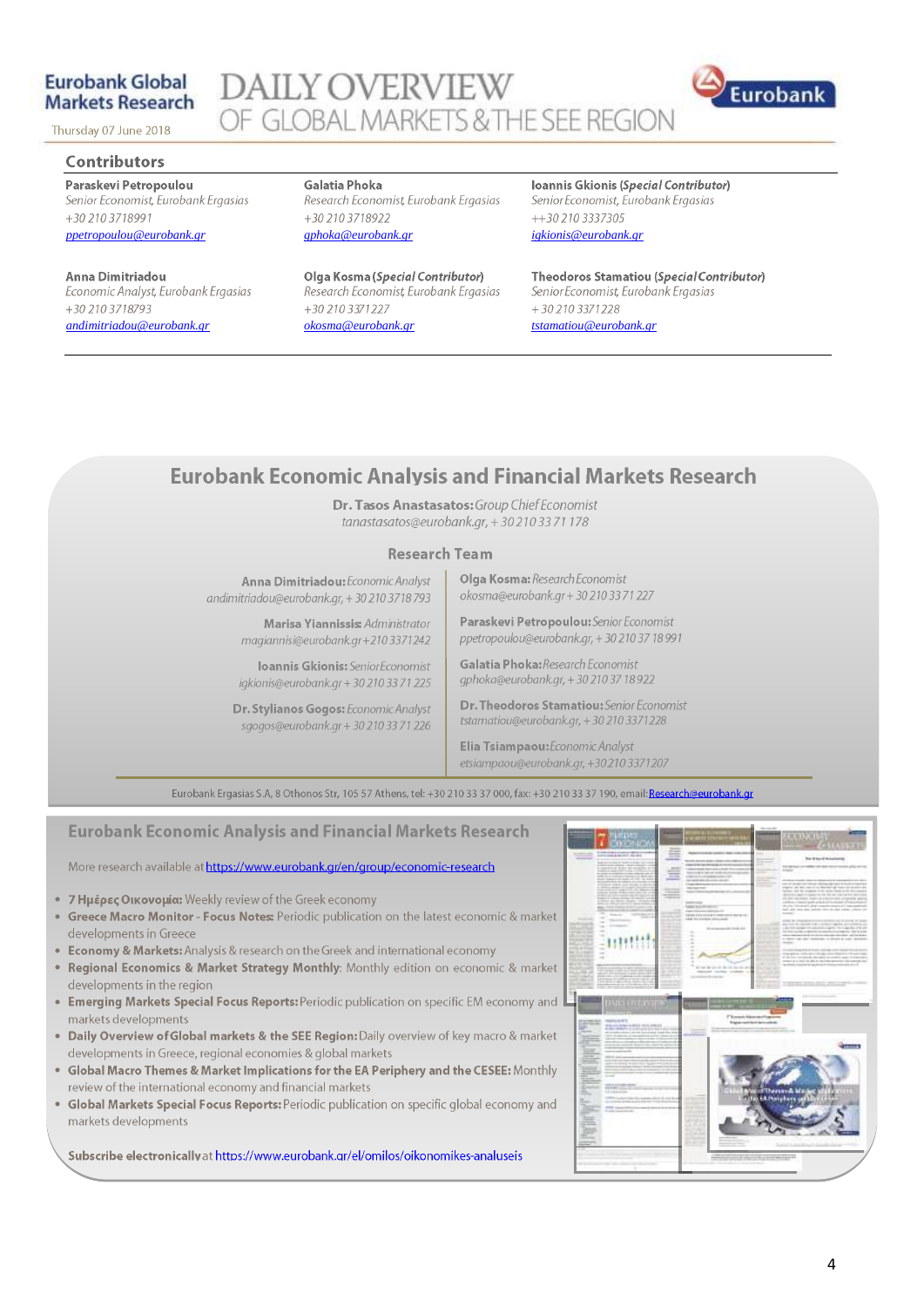## Contributors

**Paraskevi Petropoulou**
*Senior Economist, Eurobank Ergasias*
+30 210 3718991
ppetropoulou@eurobank.gr

**Galatia Phoka**
*Research Economist, Eurobank Ergasias*
+30 210 3718922
gphoka@eurobank.gr

**Ioannis Gkionis (*Special Contributor*)**
*Senior Economist, Eurobank Ergasias*
++30 210 3337305
igkionis@eurobank.gr

**Anna Dimitriadou**
*Economic Analyst, Eurobank Ergasias*
+30 210 3718793
andimitriadou@eurobank.gr

**Olga Kosma (*Special Contributor*)**
*Research Economist, Eurobank Ergasias*
+30 210 3371227
okosma@eurobank.gr

**Theodoros Stamatiou (*Special Contributor*)**
*Senior Economist, Eurobank Ergasias*
+ 30 210 3371228
tstamatiou@eurobank.gr

## Eurobank Economic Analysis and Financial Markets Research

**Dr. Tasos Anastasatos:** *Group Chief Economist*
*tanastasatos@eurobank.gr, + 30 210 33 71 178*

### Research Team

**Anna Dimitriadou:** *Economic Analyst*
*andimitriadou@eurobank.gr, + 30 210 3718 793*

**Marisa Yiannissis:** *Administrator*
*magiannisi@eurobank.gr +210 3371242*

**Ioannis Gkionis:** *Senior Economist*
*igkionis@eurobank.gr + 30 210 33 71 225*

**Dr. Stylianos Gogos:** *Economic Analyst*
*sgogos@eurobank.gr + 30 210 33 71 226*

**Olga Kosma:** *Research Economist*
*okosma@eurobank.gr + 30 210 33 71 227*

**Paraskevi Petropoulou:** *Senior Economist*
*ppetropoulou@eurobank.gr, + 30 210 37 18 991*

**Galatia Phoka:** *Research Economist*
*gphoka@eurobank.gr, + 30 210 37 18 922*

**Dr. Theodoros Stamatiou:** *Senior Economist*
*tstamatiou@eurobank.gr, + 30 210 3371228*

**Elia Tsiampaou:** *Economic Analyst*
*etsiampaou@eurobank.gr, +30 210 3371207*

Eurobank Ergasias S.A, 8 Othonos Str, 105 57 Athens, tel: +30 210 33 37 000, fax: +30 210 33 37 190, email: Research@eurobank.gr

## Eurobank Economic Analysis and Financial Markets Research

More research available at https://www.eurobank.gr/en/group/economic-research

- **7 Ημέρες Οικονομία:** Weekly review of the Greek economy
- **Greece Macro Monitor - Focus Notes:** Periodic publication on the latest economic & market developments in Greece
- **Economy & Markets:** Analysis & research on the Greek and international economy
- **Regional Economics & Market Strategy Monthly:** Monthly edition on economic & market developments in the region
- **Emerging Markets Special Focus Reports:** Periodic publication on specific EM economy and markets developments
- **Daily Overview of Global markets & the SEE Region:** Daily overview of key macro & market developments in Greece, regional economies & global markets
- **Global Macro Themes & Market Implications for the EA Periphery and the CESEE:** Monthly review of the international economy and financial markets
- **Global Markets Special Focus Reports:** Periodic publication on specific global economy and markets developments

**Subscribe electronically** at https://www.eurobank.gr/el/omilos/oikonomikes-analuseis